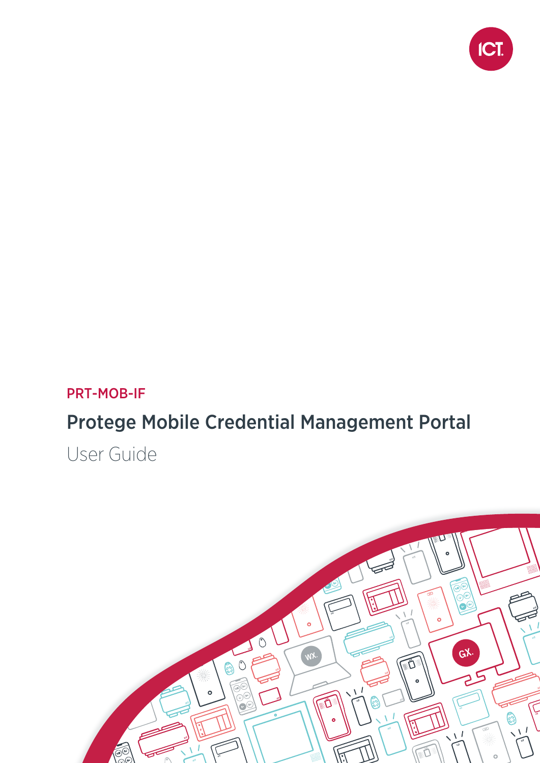PRT-MOB-IF

# Protege Mobile Credential Management Portal

User Guide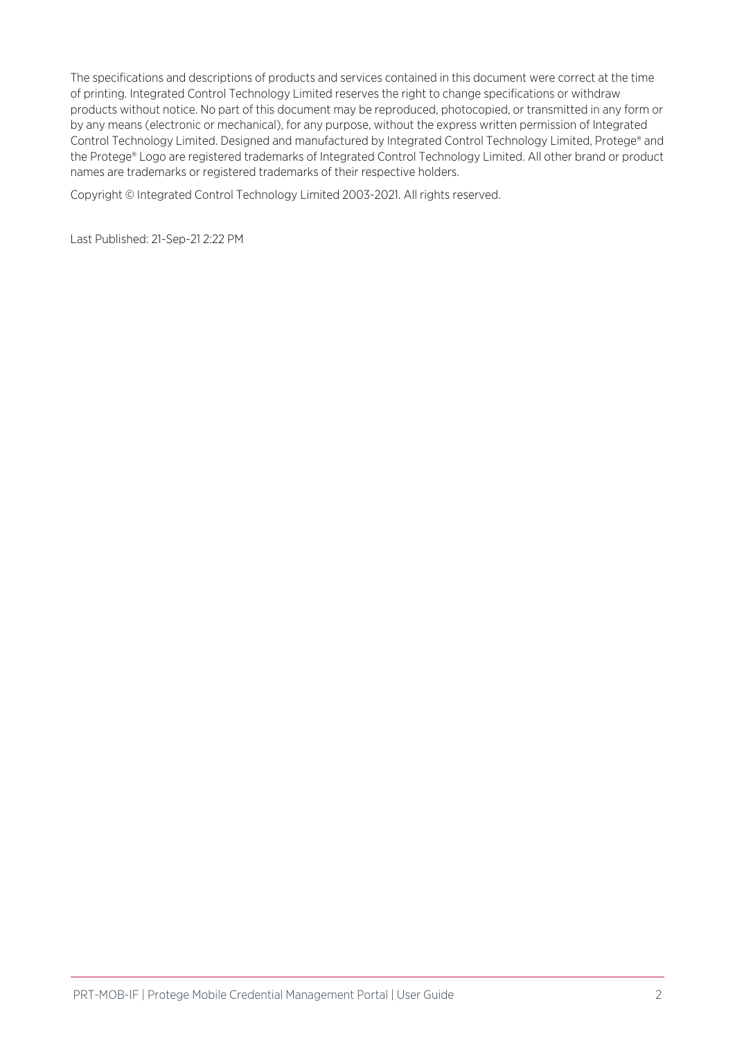The specifications and descriptions of products and services contained in this document were correct at the time of printing. Integrated Control Technology Limited reserves the right to change specifications or withdraw products without notice. No part of this document may be reproduced, photocopied, or transmitted in any form or by any means (electronic or mechanical), for any purpose, without the express written permission of Integrated Control Technology Limited. Designed and manufactured by Integrated Control Technology Limited, Protege® and the Protege® Logo are registered trademarks of Integrated Control Technology Limited. All other brand or product names are trademarks or registered trademarks of their respective holders.

Copyright © Integrated Control Technology Limited 2003-2021. All rights reserved.

Last Published: 21-Sep-21 2:22 PM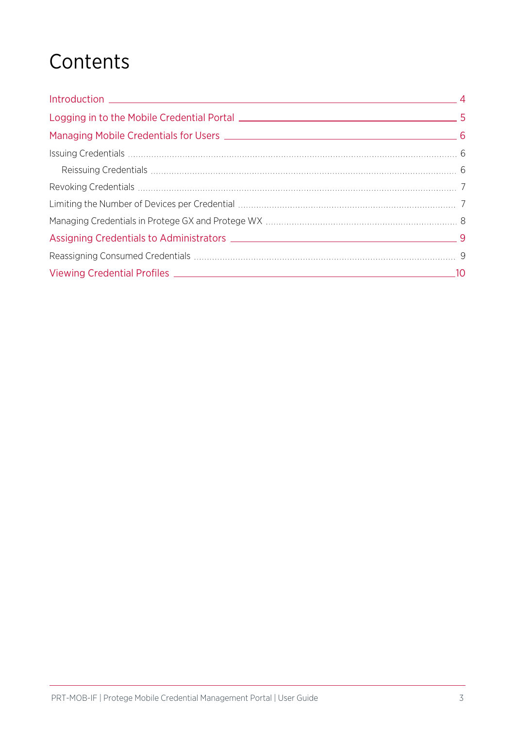# Contents

- Introduction 4
- Logging in to the Mobile Credential Portal 5
- Managing Mobile Credentials for Users 6
  - Issuing Credentials 6
    - Reissuing Credentials 6
  - Revoking Credentials 7
  - Limiting the Number of Devices per Credential 7
  - Managing Credentials in Protege GX and Protege WX 8
- Assigning Credentials to Administrators 9
  - Reassigning Consumed Credentials 9
- Viewing Credential Profiles 10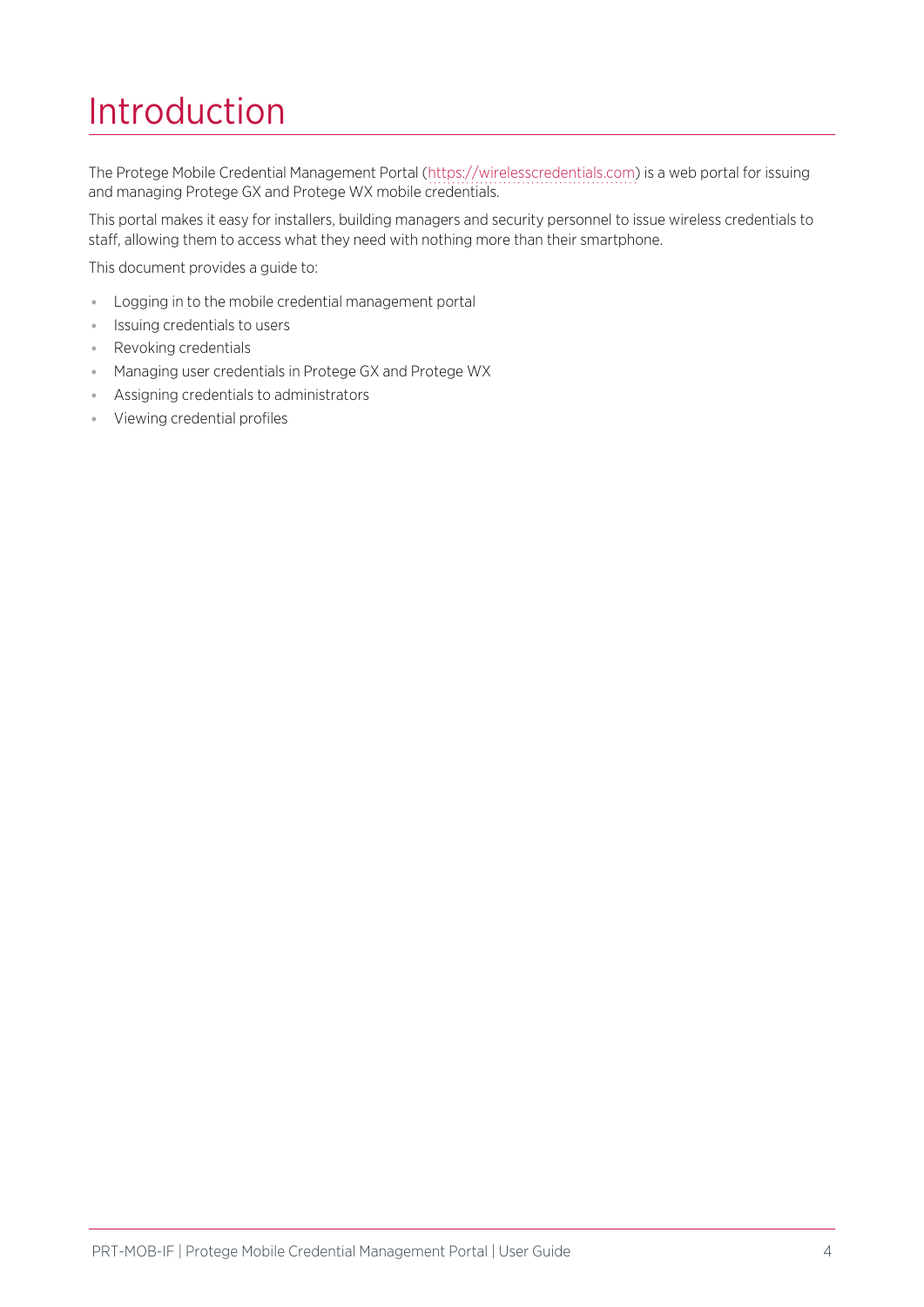# Introduction

The Protege Mobile Credential Management Portal (https://wirelesscredentials.com) is a web portal for issuing and managing Protege GX and Protege WX mobile credentials.

This portal makes it easy for installers, building managers and security personnel to issue wireless credentials to staff, allowing them to access what they need with nothing more than their smartphone.

This document provides a guide to:

- Logging in to the mobile credential management portal
- Issuing credentials to users
- Revoking credentials
- Managing user credentials in Protege GX and Protege WX
- Assigning credentials to administrators
- Viewing credential profiles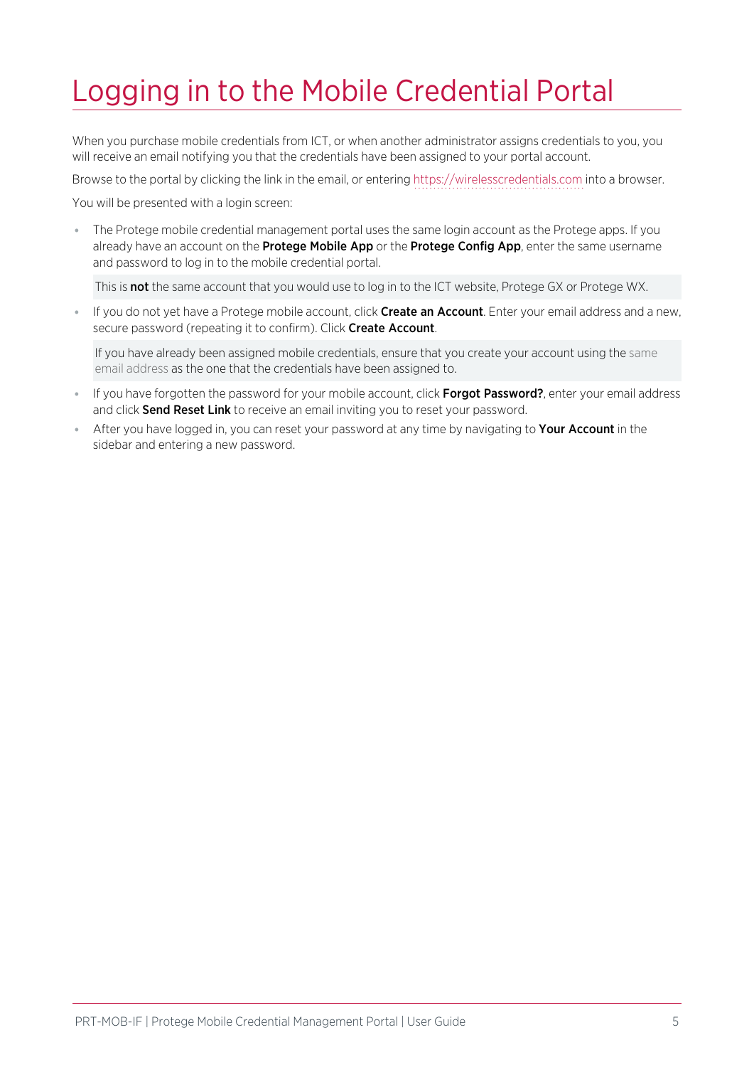# Logging in to the Mobile Credential Portal

When you purchase mobile credentials from ICT, or when another administrator assigns credentials to you, you will receive an email notifying you that the credentials have been assigned to your portal account.

Browse to the portal by clicking the link in the email, or entering https://wirelesscredentials.com into a browser.

You will be presented with a login screen:

- The Protege mobile credential management portal uses the same login account as the Protege apps. If you already have an account on the **Protege Mobile App** or the **Protege Config App**, enter the same username and password to log in to the mobile credential portal.

  This is **not** the same account that you would use to log in to the ICT website, Protege GX or Protege WX.

- If you do not yet have a Protege mobile account, click **Create an Account**. Enter your email address and a new, secure password (repeating it to confirm). Click **Create Account**.

  If you have already been assigned mobile credentials, ensure that you create your account using the same email address as the one that the credentials have been assigned to.

- If you have forgotten the password for your mobile account, click **Forgot Password?**, enter your email address and click **Send Reset Link** to receive an email inviting you to reset your password.
- After you have logged in, you can reset your password at any time by navigating to **Your Account** in the sidebar and entering a new password.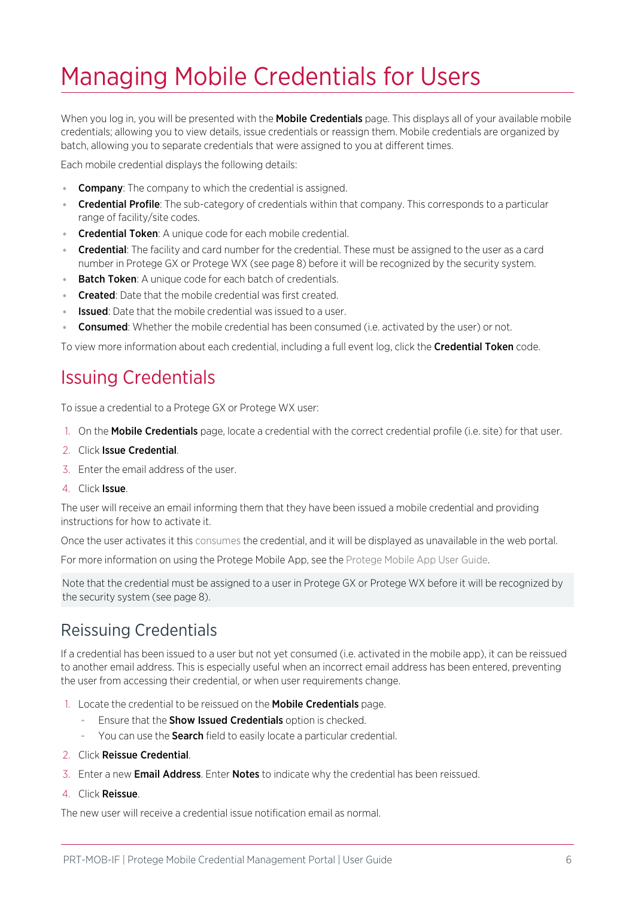# Managing Mobile Credentials for Users

When you log in, you will be presented with the **Mobile Credentials** page. This displays all of your available mobile credentials; allowing you to view details, issue credentials or reassign them. Mobile credentials are organized by batch, allowing you to separate credentials that were assigned to you at different times.

Each mobile credential displays the following details:

- **Company**: The company to which the credential is assigned.
- **Credential Profile**: The sub-category of credentials within that company. This corresponds to a particular range of facility/site codes.
- **Credential Token**: A unique code for each mobile credential.
- **Credential**: The facility and card number for the credential. These must be assigned to the user as a card number in Protege GX or Protege WX (see page 8) before it will be recognized by the security system.
- **Batch Token**: A unique code for each batch of credentials.
- **Created**: Date that the mobile credential was first created.
- **Issued**: Date that the mobile credential was issued to a user.
- **Consumed**: Whether the mobile credential has been consumed (i.e. activated by the user) or not.

To view more information about each credential, including a full event log, click the **Credential Token** code.

## Issuing Credentials

To issue a credential to a Protege GX or Protege WX user:

1. On the **Mobile Credentials** page, locate a credential with the correct credential profile (i.e. site) for that user.
2. Click **Issue Credential**.
3. Enter the email address of the user.
4. Click **Issue**.

The user will receive an email informing them that they have been issued a mobile credential and providing instructions for how to activate it.

Once the user activates it this consumes the credential, and it will be displayed as unavailable in the web portal.

For more information on using the Protege Mobile App, see the Protege Mobile App User Guide.

Note that the credential must be assigned to a user in Protege GX or Protege WX before it will be recognized by the security system (see page 8).

## Reissuing Credentials

If a credential has been issued to a user but not yet consumed (i.e. activated in the mobile app), it can be reissued to another email address. This is especially useful when an incorrect email address has been entered, preventing the user from accessing their credential, or when user requirements change.

1. Locate the credential to be reissued on the **Mobile Credentials** page.
   - Ensure that the **Show Issued Credentials** option is checked.
   - You can use the **Search** field to easily locate a particular credential.
2. Click **Reissue Credential**.
3. Enter a new **Email Address**. Enter **Notes** to indicate why the credential has been reissued.
4. Click **Reissue**.

The new user will receive a credential issue notification email as normal.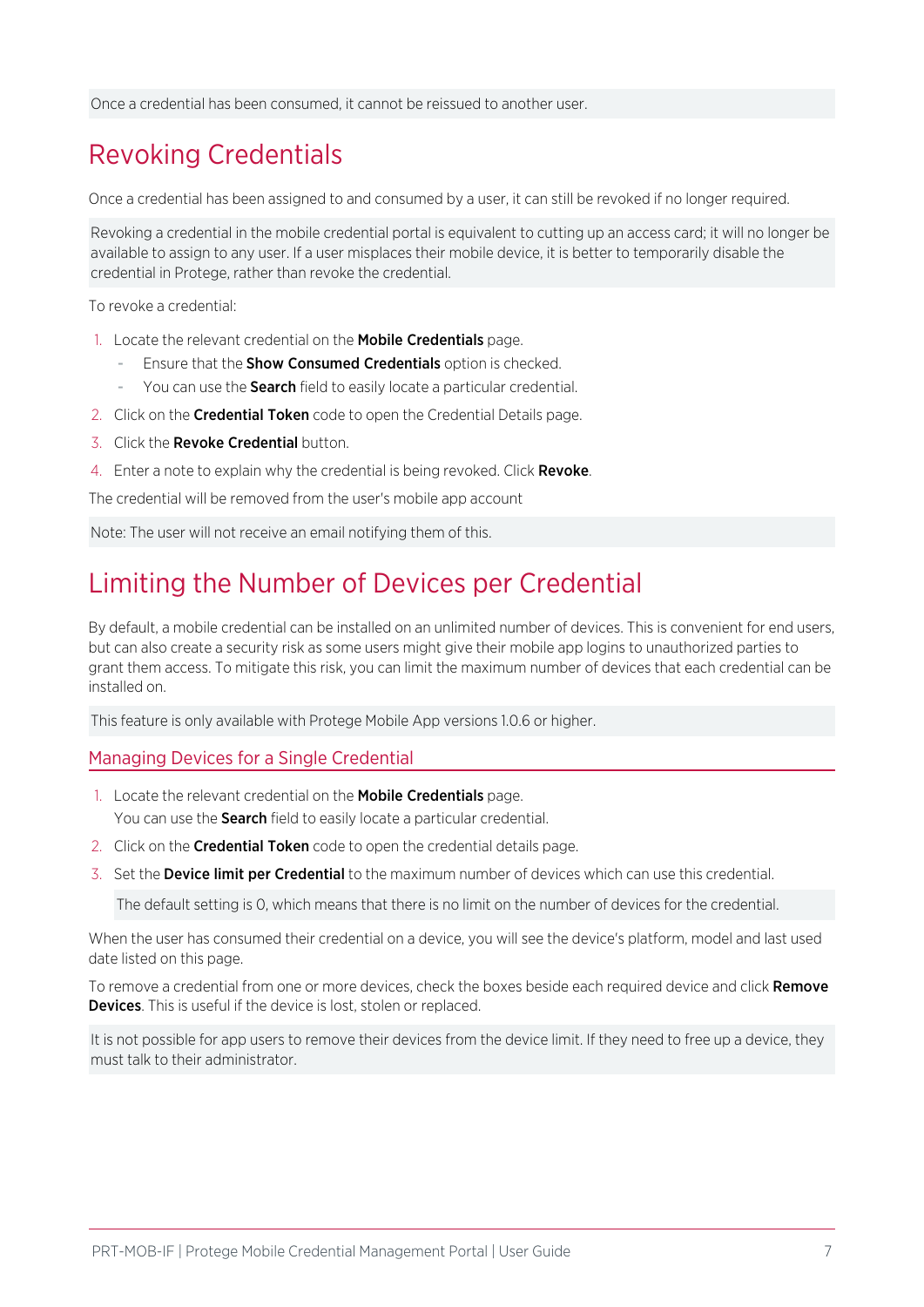Once a credential has been consumed, it cannot be reissued to another user.

# Revoking Credentials

Once a credential has been assigned to and consumed by a user, it can still be revoked if no longer required.

Revoking a credential in the mobile credential portal is equivalent to cutting up an access card; it will no longer be available to assign to any user. If a user misplaces their mobile device, it is better to temporarily disable the credential in Protege, rather than revoke the credential.

To revoke a credential:

1. Locate the relevant credential on the **Mobile Credentials** page.
   - Ensure that the **Show Consumed Credentials** option is checked.
   - You can use the **Search** field to easily locate a particular credential.
2. Click on the **Credential Token** code to open the Credential Details page.
3. Click the **Revoke Credential** button.
4. Enter a note to explain why the credential is being revoked. Click **Revoke**.

The credential will be removed from the user's mobile app account

Note: The user will not receive an email notifying them of this.

# Limiting the Number of Devices per Credential

By default, a mobile credential can be installed on an unlimited number of devices. This is convenient for end users, but can also create a security risk as some users might give their mobile app logins to unauthorized parties to grant them access. To mitigate this risk, you can limit the maximum number of devices that each credential can be installed on.

This feature is only available with Protege Mobile App versions 1.0.6 or higher.

## Managing Devices for a Single Credential

1. Locate the relevant credential on the **Mobile Credentials** page.
   You can use the **Search** field to easily locate a particular credential.
2. Click on the **Credential Token** code to open the credential details page.
3. Set the **Device limit per Credential** to the maximum number of devices which can use this credential.

   The default setting is 0, which means that there is no limit on the number of devices for the credential.

When the user has consumed their credential on a device, you will see the device's platform, model and last used date listed on this page.

To remove a credential from one or more devices, check the boxes beside each required device and click **Remove Devices**. This is useful if the device is lost, stolen or replaced.

It is not possible for app users to remove their devices from the device limit. If they need to free up a device, they must talk to their administrator.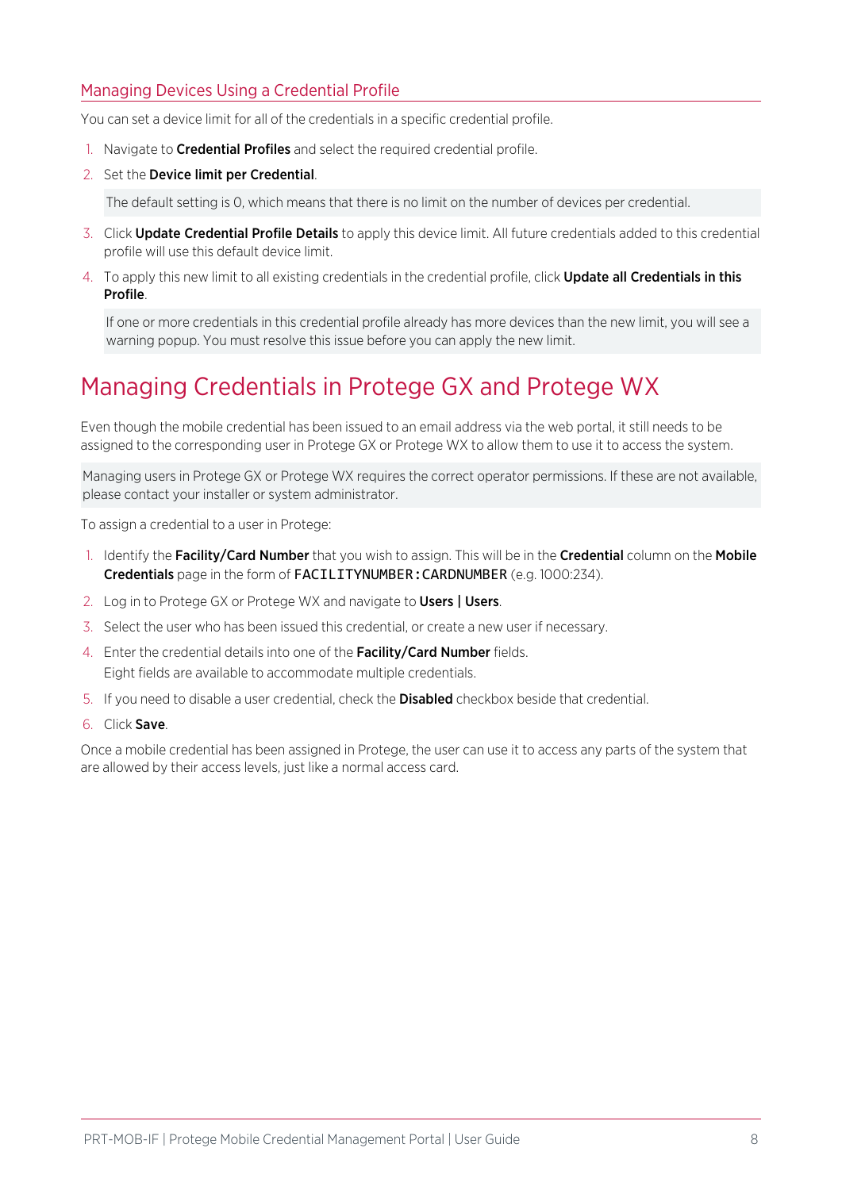## Managing Devices Using a Credential Profile

You can set a device limit for all of the credentials in a specific credential profile.

1. Navigate to **Credential Profiles** and select the required credential profile.
2. Set the **Device limit per Credential**.

   The default setting is 0, which means that there is no limit on the number of devices per credential.

3. Click **Update Credential Profile Details** to apply this device limit. All future credentials added to this credential profile will use this default device limit.
4. To apply this new limit to all existing credentials in the credential profile, click **Update all Credentials in this Profile**.

   If one or more credentials in this credential profile already has more devices than the new limit, you will see a warning popup. You must resolve this issue before you can apply the new limit.

# Managing Credentials in Protege GX and Protege WX

Even though the mobile credential has been issued to an email address via the web portal, it still needs to be assigned to the corresponding user in Protege GX or Protege WX to allow them to use it to access the system.

Managing users in Protege GX or Protege WX requires the correct operator permissions. If these are not available, please contact your installer or system administrator.

To assign a credential to a user in Protege:

1. Identify the **Facility/Card Number** that you wish to assign. This will be in the **Credential** column on the **Mobile Credentials** page in the form of `FACILITYNUMBER:CARDNUMBER` (e.g. 1000:234).
2. Log in to Protege GX or Protege WX and navigate to **Users | Users**.
3. Select the user who has been issued this credential, or create a new user if necessary.
4. Enter the credential details into one of the **Facility/Card Number** fields.
   Eight fields are available to accommodate multiple credentials.
5. If you need to disable a user credential, check the **Disabled** checkbox beside that credential.
6. Click **Save**.

Once a mobile credential has been assigned in Protege, the user can use it to access any parts of the system that are allowed by their access levels, just like a normal access card.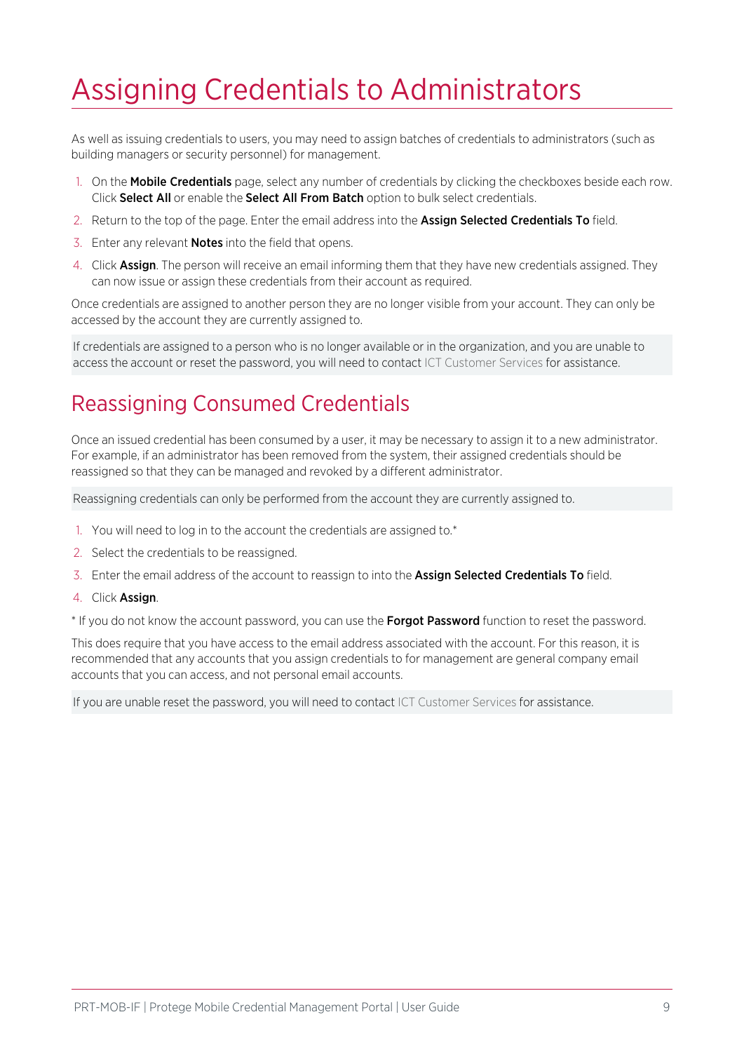# Assigning Credentials to Administrators

As well as issuing credentials to users, you may need to assign batches of credentials to administrators (such as building managers or security personnel) for management.

1. On the **Mobile Credentials** page, select any number of credentials by clicking the checkboxes beside each row. Click **Select All** or enable the **Select All From Batch** option to bulk select credentials.
2. Return to the top of the page. Enter the email address into the **Assign Selected Credentials To** field.
3. Enter any relevant **Notes** into the field that opens.
4. Click **Assign**. The person will receive an email informing them that they have new credentials assigned. They can now issue or assign these credentials from their account as required.

Once credentials are assigned to another person they are no longer visible from your account. They can only be accessed by the account they are currently assigned to.

If credentials are assigned to a person who is no longer available or in the organization, and you are unable to access the account or reset the password, you will need to contact ICT Customer Services for assistance.

## Reassigning Consumed Credentials

Once an issued credential has been consumed by a user, it may be necessary to assign it to a new administrator. For example, if an administrator has been removed from the system, their assigned credentials should be reassigned so that they can be managed and revoked by a different administrator.

Reassigning credentials can only be performed from the account they are currently assigned to.

1. You will need to log in to the account the credentials are assigned to.*
2. Select the credentials to be reassigned.
3. Enter the email address of the account to reassign to into the **Assign Selected Credentials To** field.
4. Click **Assign**.

* If you do not know the account password, you can use the **Forgot Password** function to reset the password.

This does require that you have access to the email address associated with the account. For this reason, it is recommended that any accounts that you assign credentials to for management are general company email accounts that you can access, and not personal email accounts.

If you are unable reset the password, you will need to contact ICT Customer Services for assistance.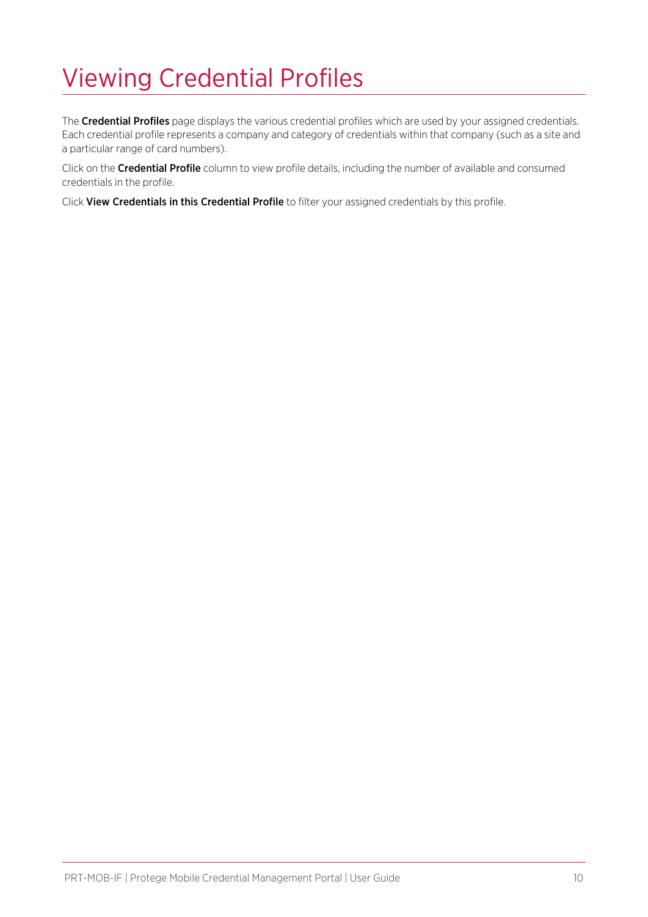# Viewing Credential Profiles

The **Credential Profiles** page displays the various credential profiles which are used by your assigned credentials. Each credential profile represents a company and category of credentials within that company (such as a site and a particular range of card numbers).

Click on the **Credential Profile** column to view profile details, including the number of available and consumed credentials in the profile.

Click **View Credentials in this Credential Profile** to filter your assigned credentials by this profile.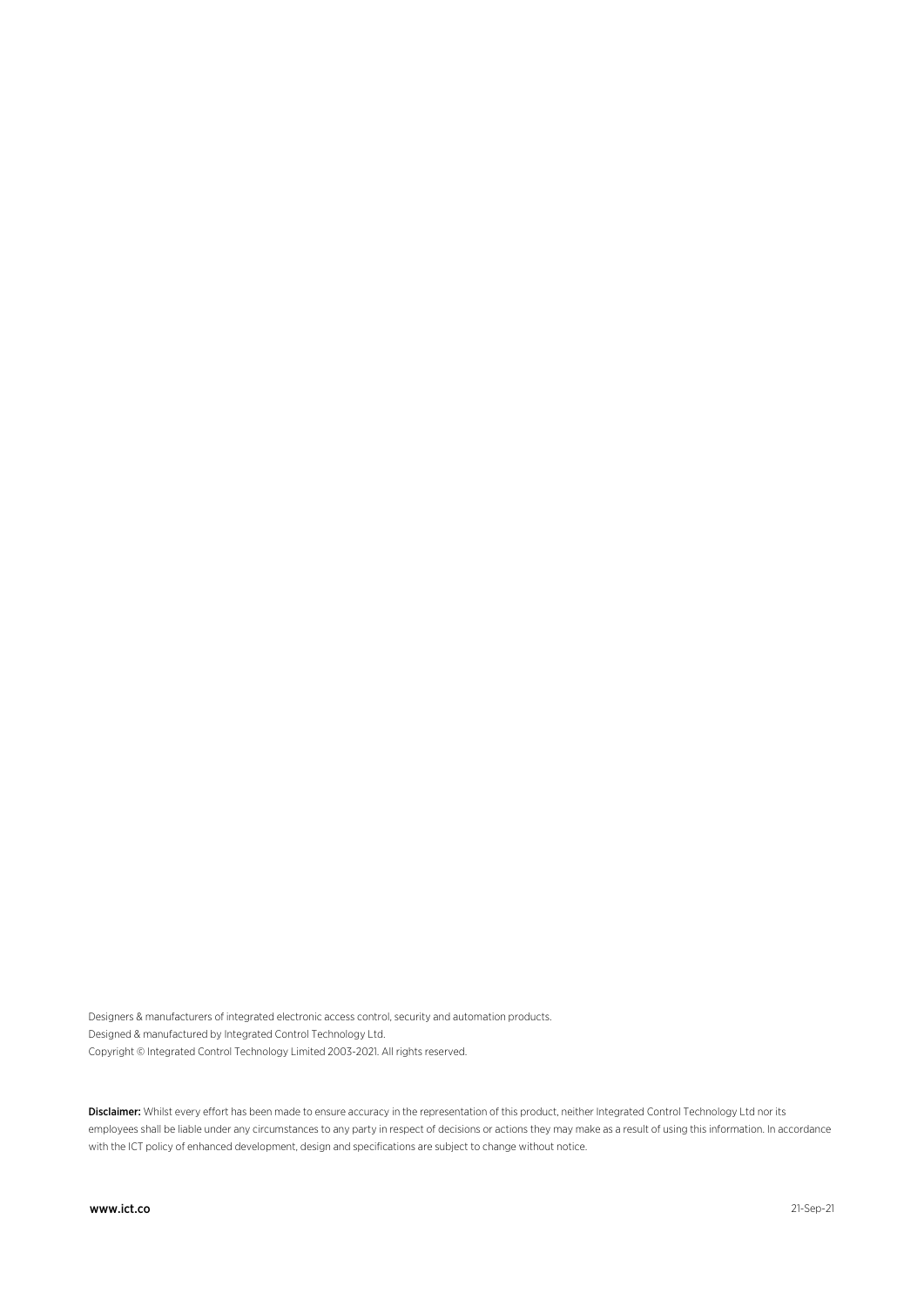Designers & manufacturers of integrated electronic access control, security and automation products.
Designed & manufactured by Integrated Control Technology Ltd.
Copyright © Integrated Control Technology Limited 2003-2021. All rights reserved.

**Disclaimer:** Whilst every effort has been made to ensure accuracy in the representation of this product, neither Integrated Control Technology Ltd nor its employees shall be liable under any circumstances to any party in respect of decisions or actions they may make as a result of using this information. In accordance with the ICT policy of enhanced development, design and specifications are subject to change without notice.

**www.ict.co**

21-Sep-21